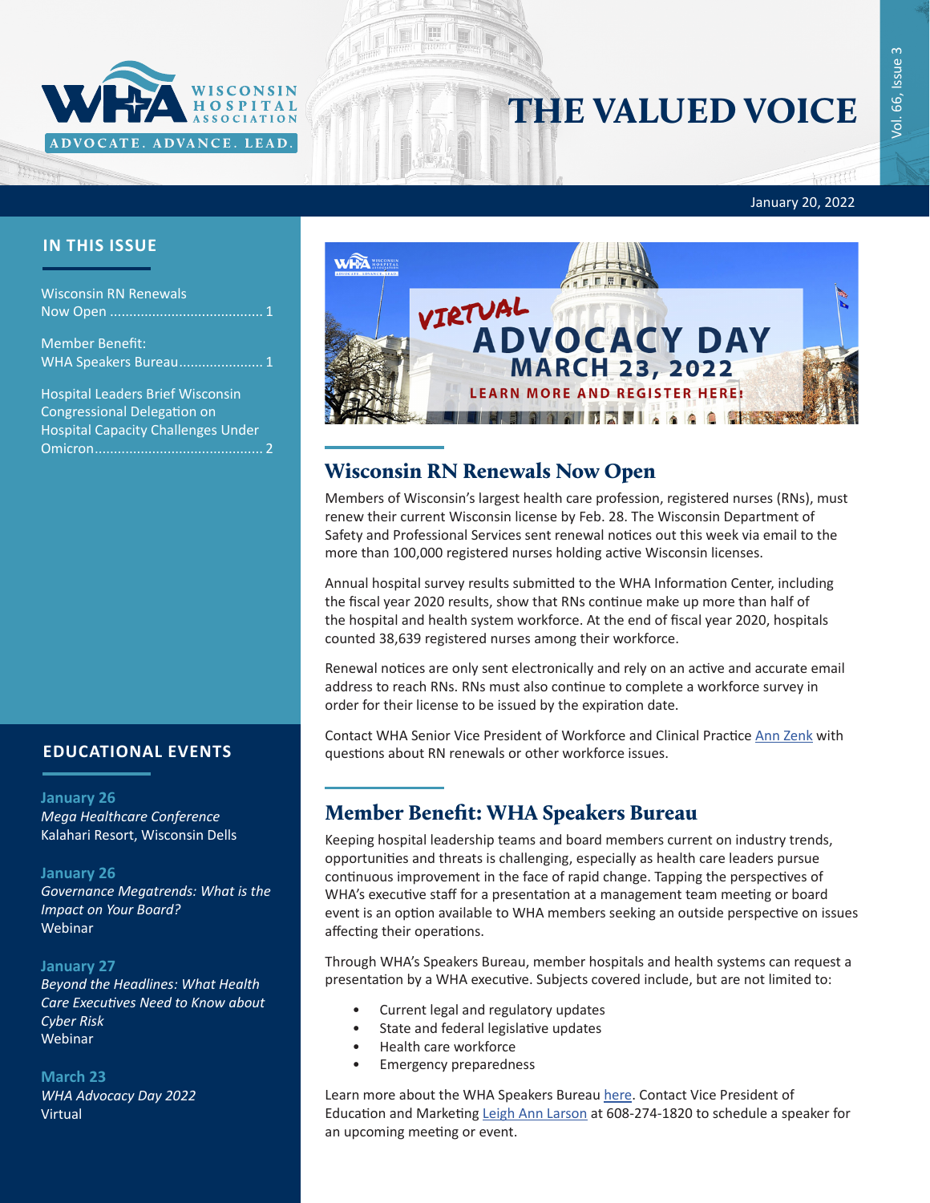# THE VALUED VOICE

January 20, 2022

## IN THIS ISSUE

Wisconsin RN Renewals Now Open ........................................ 1

Member Benefit: WHA Speakers Bureau...................... 1

Hospital Leaders Brief Wisconsin Congressional Delegation on Hospital Capacity Challenges Under Omicron........................................... 2

## EDUCATIONAL EVENTS

**January 26**
*Mega Healthcare Conference*
Kalahari Resort, Wisconsin Dells

**January 26**
*Governance Megatrends: What is the Impact on Your Board?*
Webinar

**January 27**
*Beyond the Headlines: What Health Care Executives Need to Know about Cyber Risk*
Webinar

**March 23**
*WHA Advocacy Day 2022*
Virtual

VIRTUAL ADVOCACY DAY
MARCH 23, 2022
LEARN MORE AND REGISTER HERE!

## Wisconsin RN Renewals Now Open

Members of Wisconsin's largest health care profession, registered nurses (RNs), must renew their current Wisconsin license by Feb. 28. The Wisconsin Department of Safety and Professional Services sent renewal notices out this week via email to the more than 100,000 registered nurses holding active Wisconsin licenses.

Annual hospital survey results submitted to the WHA Information Center, including the fiscal year 2020 results, show that RNs continue make up more than half of the hospital and health system workforce. At the end of fiscal year 2020, hospitals counted 38,639 registered nurses among their workforce.

Renewal notices are only sent electronically and rely on an active and accurate email address to reach RNs. RNs must also continue to complete a workforce survey in order for their license to be issued by the expiration date.

Contact WHA Senior Vice President of Workforce and Clinical Practice Ann Zenk with questions about RN renewals or other workforce issues.

## Member Benefit: WHA Speakers Bureau

Keeping hospital leadership teams and board members current on industry trends, opportunities and threats is challenging, especially as health care leaders pursue continuous improvement in the face of rapid change. Tapping the perspectives of WHA's executive staff for a presentation at a management team meeting or board event is an option available to WHA members seeking an outside perspective on issues affecting their operations.

Through WHA's Speakers Bureau, member hospitals and health systems can request a presentation by a WHA executive. Subjects covered include, but are not limited to:

- Current legal and regulatory updates
- State and federal legislative updates
- Health care workforce
- Emergency preparedness

Learn more about the WHA Speakers Bureau here. Contact Vice President of Education and Marketing Leigh Ann Larson at 608-274-1820 to schedule a speaker for an upcoming meeting or event.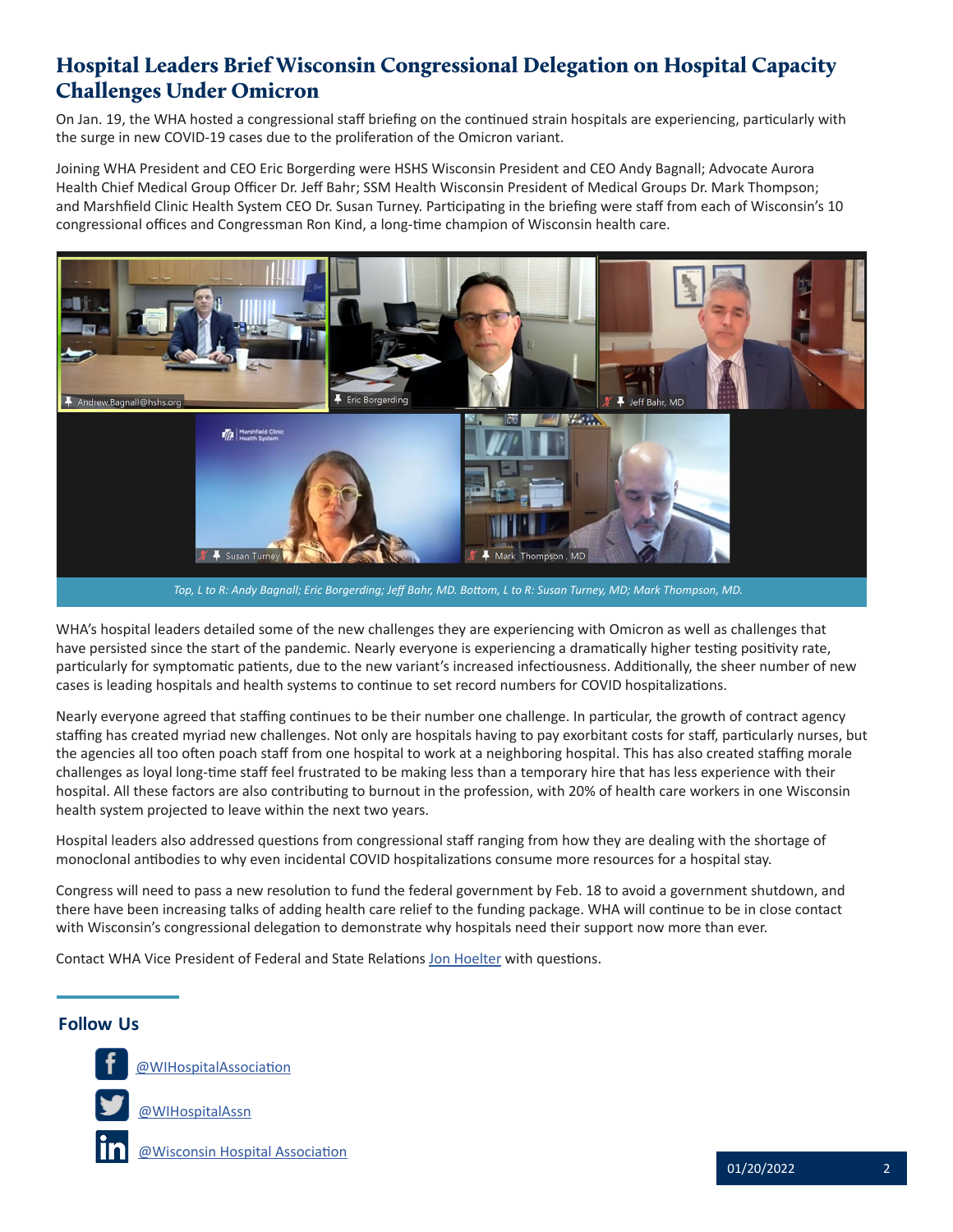# Hospital Leaders Brief Wisconsin Congressional Delegation on Hospital Capacity Challenges Under Omicron

On Jan. 19, the WHA hosted a congressional staff briefing on the continued strain hospitals are experiencing, particularly with the surge in new COVID-19 cases due to the proliferation of the Omicron variant.

Joining WHA President and CEO Eric Borgerding were HSHS Wisconsin President and CEO Andy Bagnall; Advocate Aurora Health Chief Medical Group Officer Dr. Jeff Bahr; SSM Health Wisconsin President of Medical Groups Dr. Mark Thompson; and Marshfield Clinic Health System CEO Dr. Susan Turney. Participating in the briefing were staff from each of Wisconsin's 10 congressional offices and Congressman Ron Kind, a long-time champion of Wisconsin health care.

*Top, L to R: Andy Bagnall; Eric Borgerding; Jeff Bahr, MD. Bottom, L to R: Susan Turney, MD; Mark Thompson, MD.*

WHA's hospital leaders detailed some of the new challenges they are experiencing with Omicron as well as challenges that have persisted since the start of the pandemic. Nearly everyone is experiencing a dramatically higher testing positivity rate, particularly for symptomatic patients, due to the new variant's increased infectiousness. Additionally, the sheer number of new cases is leading hospitals and health systems to continue to set record numbers for COVID hospitalizations.

Nearly everyone agreed that staffing continues to be their number one challenge. In particular, the growth of contract agency staffing has created myriad new challenges. Not only are hospitals having to pay exorbitant costs for staff, particularly nurses, but the agencies all too often poach staff from one hospital to work at a neighboring hospital. This has also created staffing morale challenges as loyal long-time staff feel frustrated to be making less than a temporary hire that has less experience with their hospital. All these factors are also contributing to burnout in the profession, with 20% of health care workers in one Wisconsin health system projected to leave within the next two years.

Hospital leaders also addressed questions from congressional staff ranging from how they are dealing with the shortage of monoclonal antibodies to why even incidental COVID hospitalizations consume more resources for a hospital stay.

Congress will need to pass a new resolution to fund the federal government by Feb. 18 to avoid a government shutdown, and there have been increasing talks of adding health care relief to the funding package. WHA will continue to be in close contact with Wisconsin's congressional delegation to demonstrate why hospitals need their support now more than ever.

Contact WHA Vice President of Federal and State Relations Jon Hoelter with questions.

## Follow Us

@WIHospitalAssociation

@WIHospitalAssn

@Wisconsin Hospital Association

01/20/2022